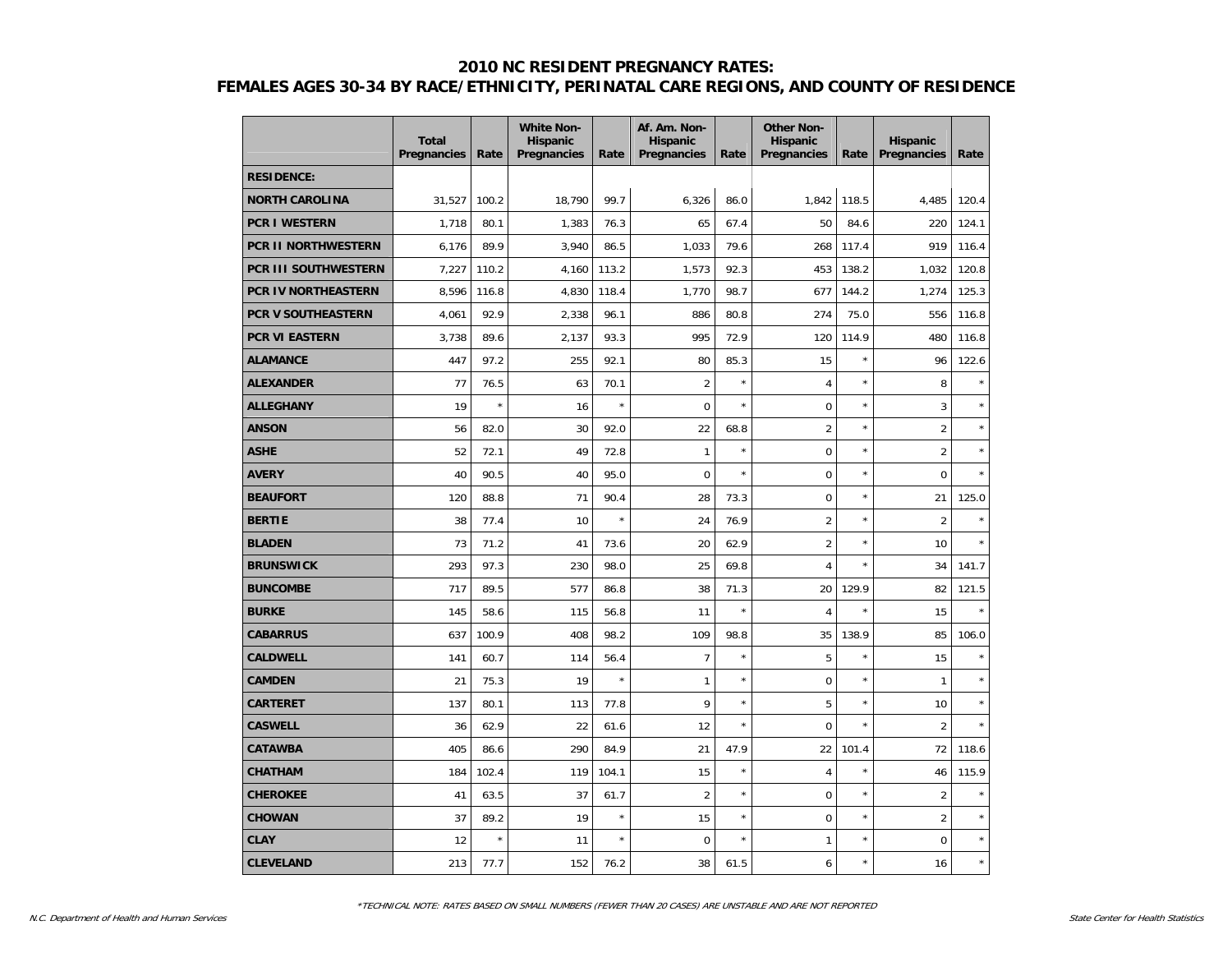## 2010 NC RESIDENT PREGNANCY RATES:
## FEMALES AGES 30-34 BY RACE/ETHNICITY, PERINATAL CARE REGIONS, AND COUNTY OF RESIDENCE

| | Total Pregnancies | Rate | White Non-Hispanic Pregnancies | Rate | Af. Am. Non-Hispanic Pregnancies | Rate | Other Non-Hispanic Pregnancies | Rate | Hispanic Pregnancies | Rate |
|---|---|---|---|---|---|---|---|---|---|---|
| **RESIDENCE:** | | | | | | | | | | |
| **NORTH CAROLINA** | 31,527 | 100.2 | 18,790 | 99.7 | 6,326 | 86.0 | 1,842 | 118.5 | 4,485 | 120.4 |
| **PCR I WESTERN** | 1,718 | 80.1 | 1,383 | 76.3 | 65 | 67.4 | 50 | 84.6 | 220 | 124.1 |
| **PCR II NORTHWESTERN** | 6,176 | 89.9 | 3,940 | 86.5 | 1,033 | 79.6 | 268 | 117.4 | 919 | 116.4 |
| **PCR III SOUTHWESTERN** | 7,227 | 110.2 | 4,160 | 113.2 | 1,573 | 92.3 | 453 | 138.2 | 1,032 | 120.8 |
| **PCR IV NORTHEASTERN** | 8,596 | 116.8 | 4,830 | 118.4 | 1,770 | 98.7 | 677 | 144.2 | 1,274 | 125.3 |
| **PCR V SOUTHEASTERN** | 4,061 | 92.9 | 2,338 | 96.1 | 886 | 80.8 | 274 | 75.0 | 556 | 116.8 |
| **PCR VI EASTERN** | 3,738 | 89.6 | 2,137 | 93.3 | 995 | 72.9 | 120 | 114.9 | 480 | 116.8 |
| **ALAMANCE** | 447 | 97.2 | 255 | 92.1 | 80 | 85.3 | 15 | * | 96 | 122.6 |
| **ALEXANDER** | 77 | 76.5 | 63 | 70.1 | 2 | * | 4 | * | 8 | * |
| **ALLEGHANY** | 19 | * | 16 | * | 0 | * | 0 | * | 3 | * |
| **ANSON** | 56 | 82.0 | 30 | 92.0 | 22 | 68.8 | 2 | * | 2 | * |
| **ASHE** | 52 | 72.1 | 49 | 72.8 | 1 | * | 0 | * | 2 | * |
| **AVERY** | 40 | 90.5 | 40 | 95.0 | 0 | * | 0 | * | 0 | * |
| **BEAUFORT** | 120 | 88.8 | 71 | 90.4 | 28 | 73.3 | 0 | * | 21 | 125.0 |
| **BERTIE** | 38 | 77.4 | 10 | * | 24 | 76.9 | 2 | * | 2 | * |
| **BLADEN** | 73 | 71.2 | 41 | 73.6 | 20 | 62.9 | 2 | * | 10 | * |
| **BRUNSWICK** | 293 | 97.3 | 230 | 98.0 | 25 | 69.8 | 4 | * | 34 | 141.7 |
| **BUNCOMBE** | 717 | 89.5 | 577 | 86.8 | 38 | 71.3 | 20 | 129.9 | 82 | 121.5 |
| **BURKE** | 145 | 58.6 | 115 | 56.8 | 11 | * | 4 | * | 15 | * |
| **CABARRUS** | 637 | 100.9 | 408 | 98.2 | 109 | 98.8 | 35 | 138.9 | 85 | 106.0 |
| **CALDWELL** | 141 | 60.7 | 114 | 56.4 | 7 | * | 5 | * | 15 | * |
| **CAMDEN** | 21 | 75.3 | 19 | * | 1 | * | 0 | * | 1 | * |
| **CARTERET** | 137 | 80.1 | 113 | 77.8 | 9 | * | 5 | * | 10 | * |
| **CASWELL** | 36 | 62.9 | 22 | 61.6 | 12 | * | 0 | * | 2 | * |
| **CATAWBA** | 405 | 86.6 | 290 | 84.9 | 21 | 47.9 | 22 | 101.4 | 72 | 118.6 |
| **CHATHAM** | 184 | 102.4 | 119 | 104.1 | 15 | * | 4 | * | 46 | 115.9 |
| **CHEROKEE** | 41 | 63.5 | 37 | 61.7 | 2 | * | 0 | * | 2 | * |
| **CHOWAN** | 37 | 89.2 | 19 | * | 15 | * | 0 | * | 2 | * |
| **CLAY** | 12 | * | 11 | * | 0 | * | 1 | * | 0 | * |
| **CLEVELAND** | 213 | 77.7 | 152 | 76.2 | 38 | 61.5 | 6 | * | 16 | * |

*TECHNICAL NOTE: RATES BASED ON SMALL NUMBERS (FEWER THAN 20 CASES) ARE UNSTABLE AND ARE NOT REPORTED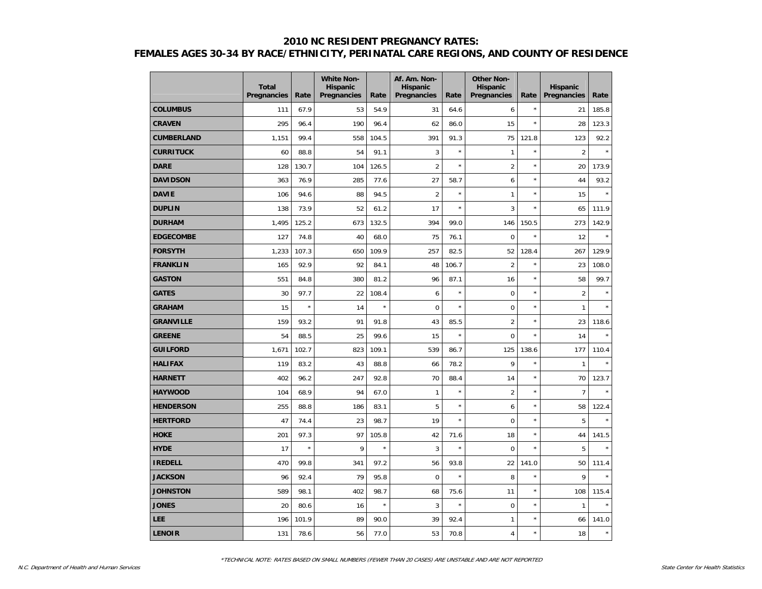## 2010 NC RESIDENT PREGNANCY RATES:
## FEMALES AGES 30-34 BY RACE/ETHNICITY, PERINATAL CARE REGIONS, AND COUNTY OF RESIDENCE

| | Total Pregnancies | Rate | White Non-Hispanic Pregnancies | Rate | Af. Am. Non-Hispanic Pregnancies | Rate | Other Non-Hispanic Pregnancies | Rate | Hispanic Pregnancies | Rate |
|---|---|---|---|---|---|---|---|---|---|---|
| **COLUMBUS** | 111 | 67.9 | 53 | 54.9 | 31 | 64.6 | 6 | * | 21 | 185.8 |
| **CRAVEN** | 295 | 96.4 | 190 | 96.4 | 62 | 86.0 | 15 | * | 28 | 123.3 |
| **CUMBERLAND** | 1,151 | 99.4 | 558 | 104.5 | 391 | 91.3 | 75 | 121.8 | 123 | 92.2 |
| **CURRITUCK** | 60 | 88.8 | 54 | 91.1 | 3 | * | 1 | * | 2 | * |
| **DARE** | 128 | 130.7 | 104 | 126.5 | 2 | * | 2 | * | 20 | 173.9 |
| **DAVIDSON** | 363 | 76.9 | 285 | 77.6 | 27 | 58.7 | 6 | * | 44 | 93.2 |
| **DAVIE** | 106 | 94.6 | 88 | 94.5 | 2 | * | 1 | * | 15 | * |
| **DUPLIN** | 138 | 73.9 | 52 | 61.2 | 17 | * | 3 | * | 65 | 111.9 |
| **DURHAM** | 1,495 | 125.2 | 673 | 132.5 | 394 | 99.0 | 146 | 150.5 | 273 | 142.9 |
| **EDGECOMBE** | 127 | 74.8 | 40 | 68.0 | 75 | 76.1 | 0 | * | 12 | * |
| **FORSYTH** | 1,233 | 107.3 | 650 | 109.9 | 257 | 82.5 | 52 | 128.4 | 267 | 129.9 |
| **FRANKLIN** | 165 | 92.9 | 92 | 84.1 | 48 | 106.7 | 2 | * | 23 | 108.0 |
| **GASTON** | 551 | 84.8 | 380 | 81.2 | 96 | 87.1 | 16 | * | 58 | 99.7 |
| **GATES** | 30 | 97.7 | 22 | 108.4 | 6 | * | 0 | * | 2 | * |
| **GRAHAM** | 15 | * | 14 | * | 0 | * | 0 | * | 1 | * |
| **GRANVILLE** | 159 | 93.2 | 91 | 91.8 | 43 | 85.5 | 2 | * | 23 | 118.6 |
| **GREENE** | 54 | 88.5 | 25 | 99.6 | 15 | * | 0 | * | 14 | * |
| **GUILFORD** | 1,671 | 102.7 | 823 | 109.1 | 539 | 86.7 | 125 | 138.6 | 177 | 110.4 |
| **HALIFAX** | 119 | 83.2 | 43 | 88.8 | 66 | 78.2 | 9 | * | 1 | * |
| **HARNETT** | 402 | 96.2 | 247 | 92.8 | 70 | 88.4 | 14 | * | 70 | 123.7 |
| **HAYWOOD** | 104 | 68.9 | 94 | 67.0 | 1 | * | 2 | * | 7 | * |
| **HENDERSON** | 255 | 88.8 | 186 | 83.1 | 5 | * | 6 | * | 58 | 122.4 |
| **HERTFORD** | 47 | 74.4 | 23 | 98.7 | 19 | * | 0 | * | 5 | * |
| **HOKE** | 201 | 97.3 | 97 | 105.8 | 42 | 71.6 | 18 | * | 44 | 141.5 |
| **HYDE** | 17 | * | 9 | * | 3 | * | 0 | * | 5 | * |
| **IREDELL** | 470 | 99.8 | 341 | 97.2 | 56 | 93.8 | 22 | 141.0 | 50 | 111.4 |
| **JACKSON** | 96 | 92.4 | 79 | 95.8 | 0 | * | 8 | * | 9 | * |
| **JOHNSTON** | 589 | 98.1 | 402 | 98.7 | 68 | 75.6 | 11 | * | 108 | 115.4 |
| **JONES** | 20 | 80.6 | 16 | * | 3 | * | 0 | * | 1 | * |
| **LEE** | 196 | 101.9 | 89 | 90.0 | 39 | 92.4 | 1 | * | 66 | 141.0 |
| **LENOIR** | 131 | 78.6 | 56 | 77.0 | 53 | 70.8 | 4 | * | 18 | * |

*TECHNICAL NOTE: RATES BASED ON SMALL NUMBERS (FEWER THAN 20 CASES) ARE UNSTABLE AND ARE NOT REPORTED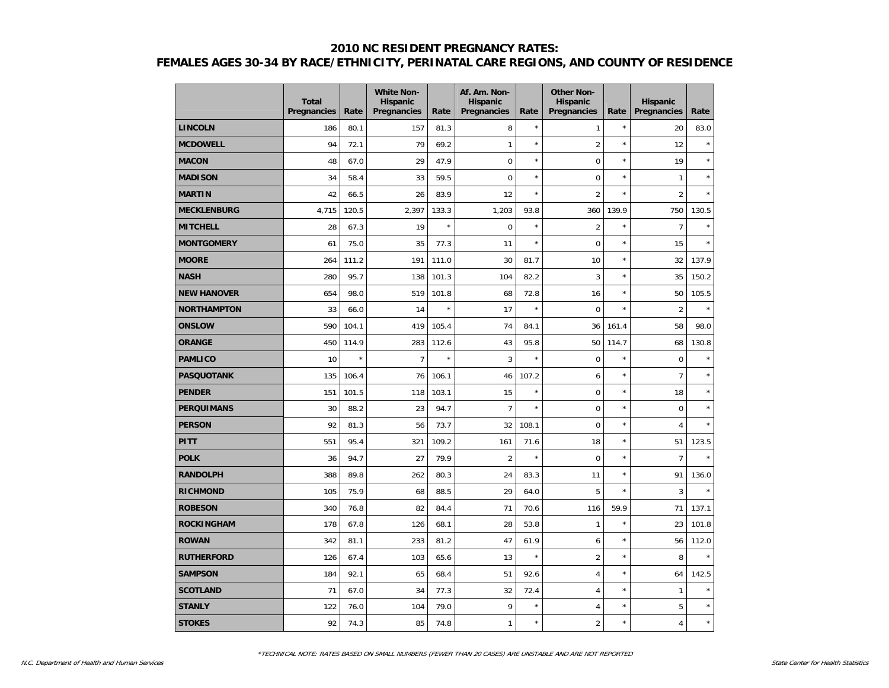# 2010 NC RESIDENT PREGNANCY RATES:
# FEMALES AGES 30-34 BY RACE/ETHNICITY, PERINATAL CARE REGIONS, AND COUNTY OF RESIDENCE

| | Total Pregnancies | Rate | White Non-Hispanic Pregnancies | Rate | Af. Am. Non-Hispanic Pregnancies | Rate | Other Non-Hispanic Pregnancies | Rate | Hispanic Pregnancies | Rate |
|---|---|---|---|---|---|---|---|---|---|---|
| **LINCOLN** | 186 | 80.1 | 157 | 81.3 | 8 | * | 1 | * | 20 | 83.0 |
| **MCDOWELL** | 94 | 72.1 | 79 | 69.2 | 1 | * | 2 | * | 12 | * |
| **MACON** | 48 | 67.0 | 29 | 47.9 | 0 | * | 0 | * | 19 | * |
| **MADISON** | 34 | 58.4 | 33 | 59.5 | 0 | * | 0 | * | 1 | * |
| **MARTIN** | 42 | 66.5 | 26 | 83.9 | 12 | * | 2 | * | 2 | * |
| **MECKLENBURG** | 4,715 | 120.5 | 2,397 | 133.3 | 1,203 | 93.8 | 360 | 139.9 | 750 | 130.5 |
| **MITCHELL** | 28 | 67.3 | 19 | * | 0 | * | 2 | * | 7 | * |
| **MONTGOMERY** | 61 | 75.0 | 35 | 77.3 | 11 | * | 0 | * | 15 | * |
| **MOORE** | 264 | 111.2 | 191 | 111.0 | 30 | 81.7 | 10 | * | 32 | 137.9 |
| **NASH** | 280 | 95.7 | 138 | 101.3 | 104 | 82.2 | 3 | * | 35 | 150.2 |
| **NEW HANOVER** | 654 | 98.0 | 519 | 101.8 | 68 | 72.8 | 16 | * | 50 | 105.5 |
| **NORTHAMPTON** | 33 | 66.0 | 14 | * | 17 | * | 0 | * | 2 | * |
| **ONSLOW** | 590 | 104.1 | 419 | 105.4 | 74 | 84.1 | 36 | 161.4 | 58 | 98.0 |
| **ORANGE** | 450 | 114.9 | 283 | 112.6 | 43 | 95.8 | 50 | 114.7 | 68 | 130.8 |
| **PAMLICO** | 10 | * | 7 | * | 3 | * | 0 | * | 0 | * |
| **PASQUOTANK** | 135 | 106.4 | 76 | 106.1 | 46 | 107.2 | 6 | * | 7 | * |
| **PENDER** | 151 | 101.5 | 118 | 103.1 | 15 | * | 0 | * | 18 | * |
| **PERQUIMANS** | 30 | 88.2 | 23 | 94.7 | 7 | * | 0 | * | 0 | * |
| **PERSON** | 92 | 81.3 | 56 | 73.7 | 32 | 108.1 | 0 | * | 4 | * |
| **PITT** | 551 | 95.4 | 321 | 109.2 | 161 | 71.6 | 18 | * | 51 | 123.5 |
| **POLK** | 36 | 94.7 | 27 | 79.9 | 2 | * | 0 | * | 7 | * |
| **RANDOLPH** | 388 | 89.8 | 262 | 80.3 | 24 | 83.3 | 11 | * | 91 | 136.0 |
| **RICHMOND** | 105 | 75.9 | 68 | 88.5 | 29 | 64.0 | 5 | * | 3 | * |
| **ROBESON** | 340 | 76.8 | 82 | 84.4 | 71 | 70.6 | 116 | 59.9 | 71 | 137.1 |
| **ROCKINGHAM** | 178 | 67.8 | 126 | 68.1 | 28 | 53.8 | 1 | * | 23 | 101.8 |
| **ROWAN** | 342 | 81.1 | 233 | 81.2 | 47 | 61.9 | 6 | * | 56 | 112.0 |
| **RUTHERFORD** | 126 | 67.4 | 103 | 65.6 | 13 | * | 2 | * | 8 | * |
| **SAMPSON** | 184 | 92.1 | 65 | 68.4 | 51 | 92.6 | 4 | * | 64 | 142.5 |
| **SCOTLAND** | 71 | 67.0 | 34 | 77.3 | 32 | 72.4 | 4 | * | 1 | * |
| **STANLY** | 122 | 76.0 | 104 | 79.0 | 9 | * | 4 | * | 5 | * |
| **STOKES** | 92 | 74.3 | 85 | 74.8 | 1 | * | 2 | * | 4 | * |

*TECHNICAL NOTE: RATES BASED ON SMALL NUMBERS (FEWER THAN 20 CASES) ARE UNSTABLE AND ARE NOT REPORTED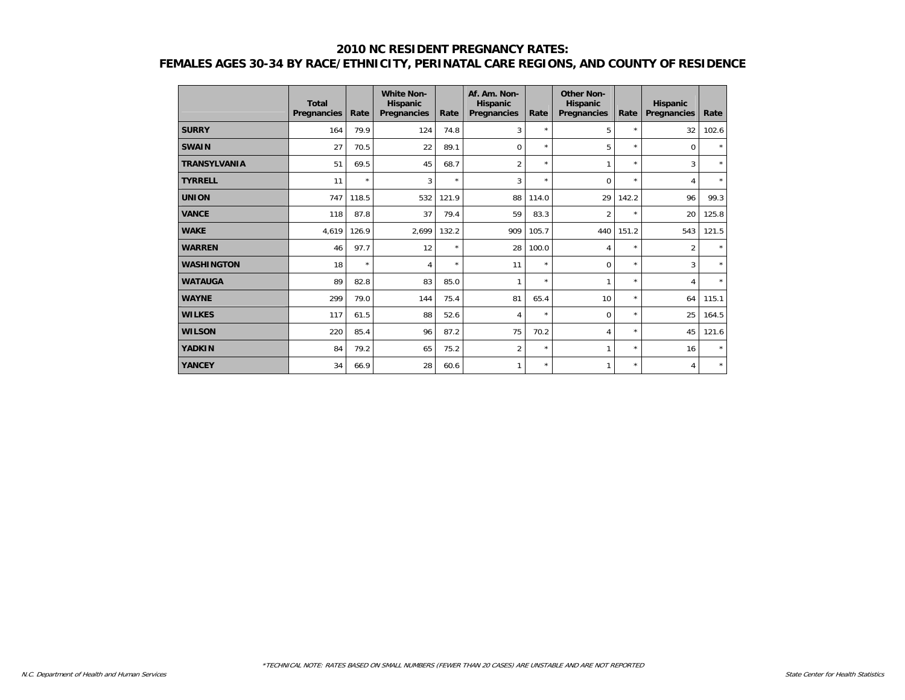## 2010 NC RESIDENT PREGNANCY RATES:
## FEMALES AGES 30-34 BY RACE/ETHNICITY, PERINATAL CARE REGIONS, AND COUNTY OF RESIDENCE

| | Total Pregnancies | Rate | White Non-Hispanic Pregnancies | Rate | Af. Am. Non-Hispanic Pregnancies | Rate | Other Non-Hispanic Pregnancies | Rate | Hispanic Pregnancies | Rate |
|---|---|---|---|---|---|---|---|---|---|---|
| **SURRY** | 164 | 79.9 | 124 | 74.8 | 3 | * | 5 | * | 32 | 102.6 |
| **SWAIN** | 27 | 70.5 | 22 | 89.1 | 0 | * | 5 | * | 0 | * |
| **TRANSYLVANIA** | 51 | 69.5 | 45 | 68.7 | 2 | * | 1 | * | 3 | * |
| **TYRRELL** | 11 | * | 3 | * | 3 | * | 0 | * | 4 | * |
| **UNION** | 747 | 118.5 | 532 | 121.9 | 88 | 114.0 | 29 | 142.2 | 96 | 99.3 |
| **VANCE** | 118 | 87.8 | 37 | 79.4 | 59 | 83.3 | 2 | * | 20 | 125.8 |
| **WAKE** | 4,619 | 126.9 | 2,699 | 132.2 | 909 | 105.7 | 440 | 151.2 | 543 | 121.5 |
| **WARREN** | 46 | 97.7 | 12 | * | 28 | 100.0 | 4 | * | 2 | * |
| **WASHINGTON** | 18 | * | 4 | * | 11 | * | 0 | * | 3 | * |
| **WATAUGA** | 89 | 82.8 | 83 | 85.0 | 1 | * | 1 | * | 4 | * |
| **WAYNE** | 299 | 79.0 | 144 | 75.4 | 81 | 65.4 | 10 | * | 64 | 115.1 |
| **WILKES** | 117 | 61.5 | 88 | 52.6 | 4 | * | 0 | * | 25 | 164.5 |
| **WILSON** | 220 | 85.4 | 96 | 87.2 | 75 | 70.2 | 4 | * | 45 | 121.6 |
| **YADKIN** | 84 | 79.2 | 65 | 75.2 | 2 | * | 1 | * | 16 | * |
| **YANCEY** | 34 | 66.9 | 28 | 60.6 | 1 | * | 1 | * | 4 | * |

*TECHNICAL NOTE: RATES BASED ON SMALL NUMBERS (FEWER THAN 20 CASES) ARE UNSTABLE AND ARE NOT REPORTED